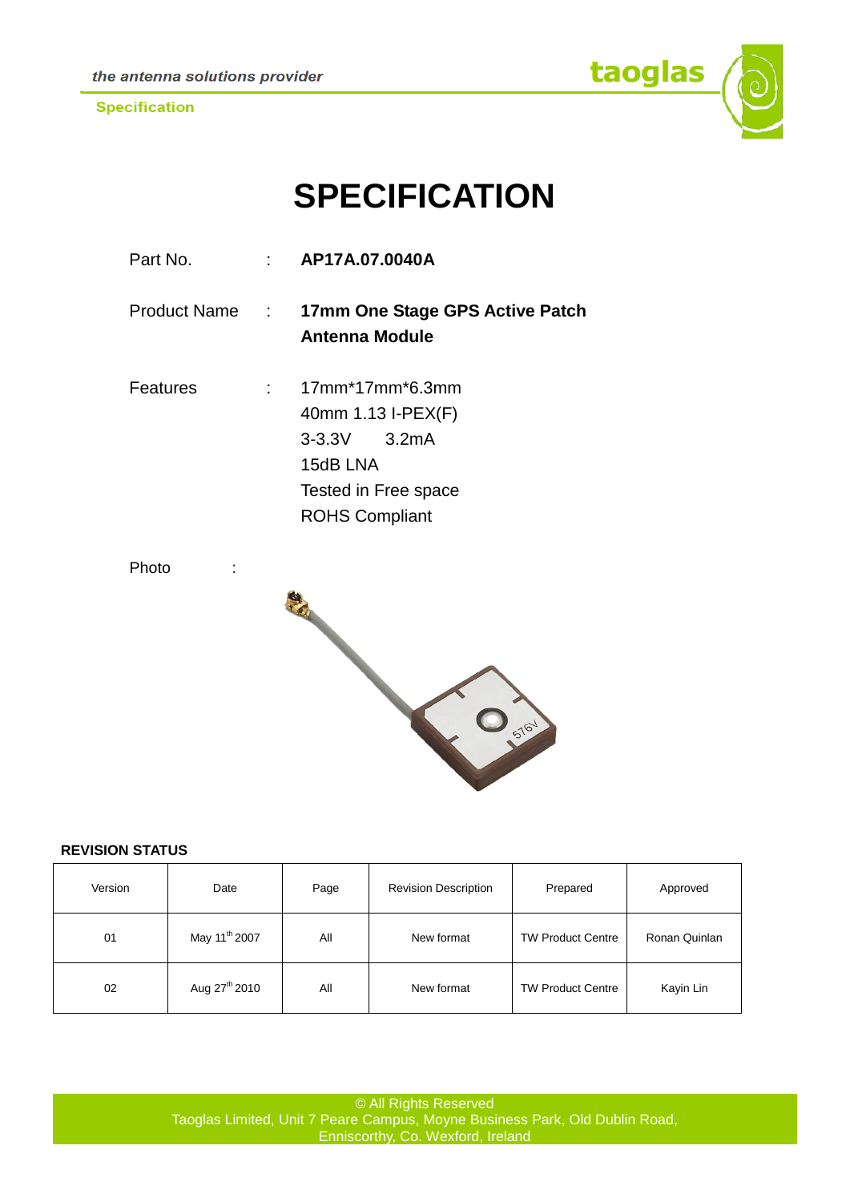# SPECIFICATION

Part No. : **AP17A.07.0040A**

Product Name : **17mm One Stage GPS Active Patch Antenna Module**

Features :
17mm*17mm*6.3mm
40mm 1.13 I-PEX(F)
3-3.3V 3.2mA
15dB LNA
Tested in Free space
ROHS Compliant

Photo :

**REVISION STATUS**

| Version | Date | Page | Revision Description | Prepared | Approved |
|---|---|---|---|---|---|
| 01 | May 11th 2007 | All | New format | TW Product Centre | Ronan Quinlan |
| 02 | Aug 27th 2010 | All | New format | TW Product Centre | Kayin Lin |

© All Rights Reserved
Taoglas Limited, Unit 7 Peare Campus, Moyne Business Park, Old Dublin Road, Enniscorthy, Co. Wexford, Ireland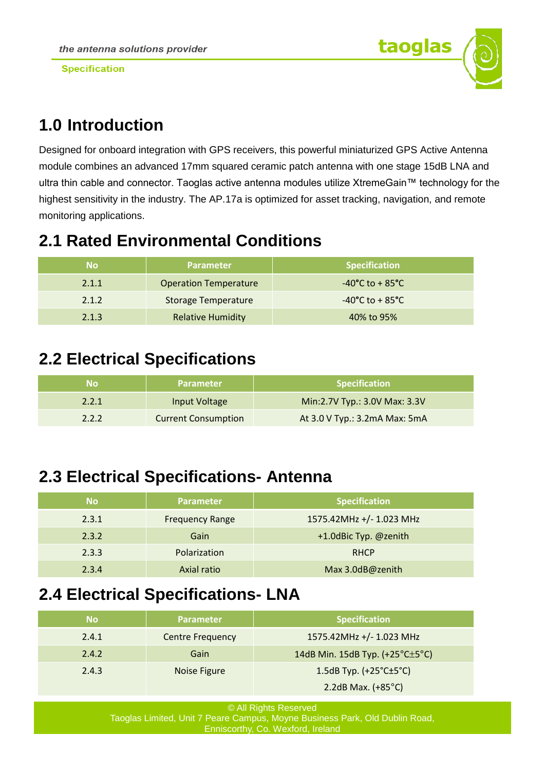# 1.0 Introduction

Designed for onboard integration with GPS receivers, this powerful miniaturized GPS Active Antenna module combines an advanced 17mm squared ceramic patch antenna with one stage 15dB LNA and ultra thin cable and connector. Taoglas active antenna modules utilize XtremeGain™ technology for the highest sensitivity in the industry. The AP.17a is optimized for asset tracking, navigation, and remote monitoring applications.

# 2.1 Rated Environmental Conditions

| No | Parameter | Specification |
|---|---|---|
| 2.1.1 | Operation Temperature | -40°C to + 85°C |
| 2.1.2 | Storage Temperature | -40°C to + 85°C |
| 2.1.3 | Relative Humidity | 40% to 95% |

# 2.2 Electrical Specifications

| No | Parameter | Specification |
|---|---|---|
| 2.2.1 | Input Voltage | Min:2.7V Typ.: 3.0V Max: 3.3V |
| 2.2.2 | Current Consumption | At 3.0 V Typ.: 3.2mA Max: 5mA |

# 2.3 Electrical Specifications- Antenna

| No | Parameter | Specification |
|---|---|---|
| 2.3.1 | Frequency Range | 1575.42MHz +/- 1.023 MHz |
| 2.3.2 | Gain | +1.0dBic Typ. @zenith |
| 2.3.3 | Polarization | RHCP |
| 2.3.4 | Axial ratio | Max 3.0dB@zenith |

# 2.4 Electrical Specifications- LNA

| No | Parameter | Specification |
|---|---|---|
| 2.4.1 | Centre Frequency | 1575.42MHz +/- 1.023 MHz |
| 2.4.2 | Gain | 14dB Min. 15dB Typ. (+25°C±5°C) |
| 2.4.3 | Noise Figure | 1.5dB Typ. (+25°C±5°C)<br>2.2dB Max. (+85°C) |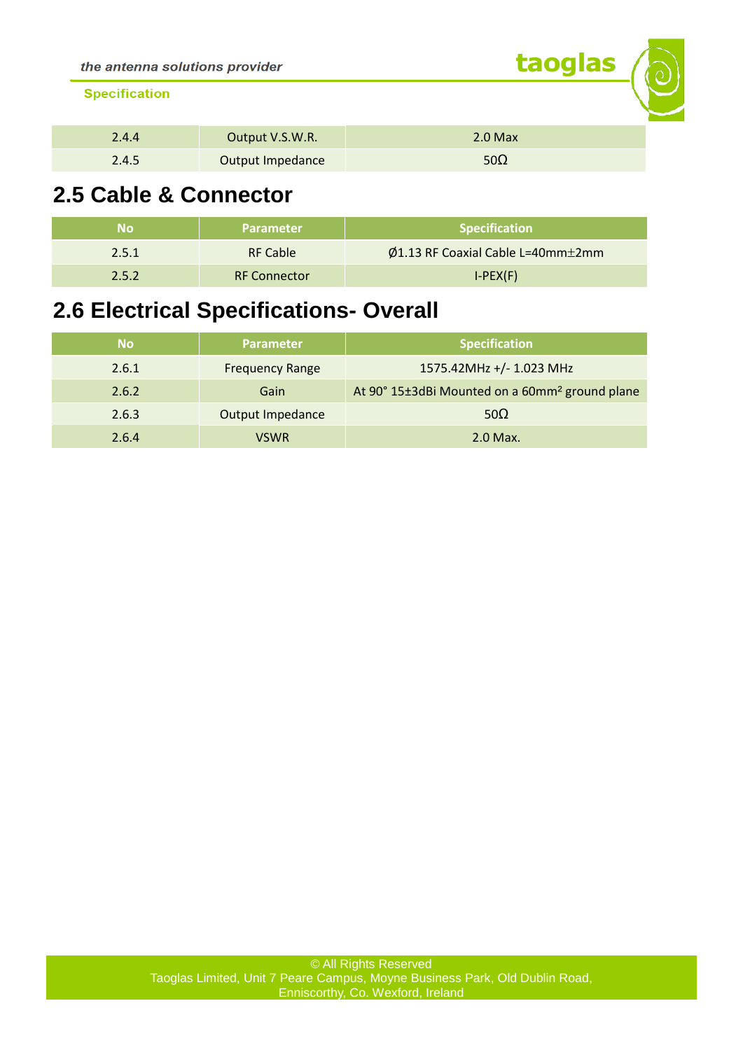| 2.4.4 | Output V.S.W.R. | 2.0 Max |
|---|---|---|
| 2.4.5 | Output Impedance | 50Ω |

## 2.5 Cable & Connector

| No | Parameter | Specification |
|---|---|---|
| 2.5.1 | RF Cable | Ø1.13 RF Coaxial Cable L=40mm±2mm |
| 2.5.2 | RF Connector | I-PEX(F) |

## 2.6 Electrical Specifications- Overall

| No | Parameter | Specification |
|---|---|---|
| 2.6.1 | Frequency Range | 1575.42MHz +/- 1.023 MHz |
| 2.6.2 | Gain | At 90° 15±3dBi Mounted on a 60mm² ground plane |
| 2.6.3 | Output Impedance | 50Ω |
| 2.6.4 | VSWR | 2.0 Max. |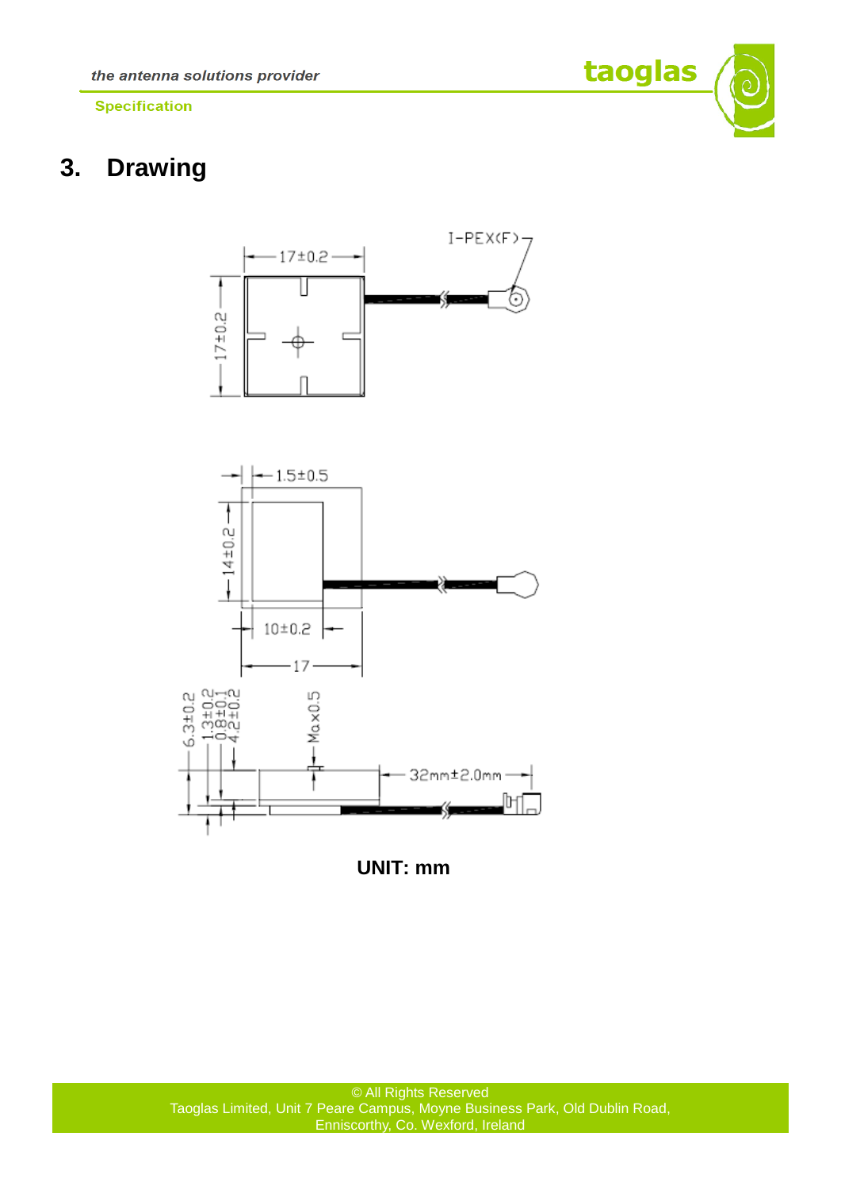## 3. Drawing

I-PEX(F)

17±0.2

17±0.2

1.5±0.5

14±0.2

10±0.2

17

6.3±0.2

1.3±0.2

0.8±0.1

4.2±0.2

Max0.5

32mm±2.0mm

**UNIT: mm**